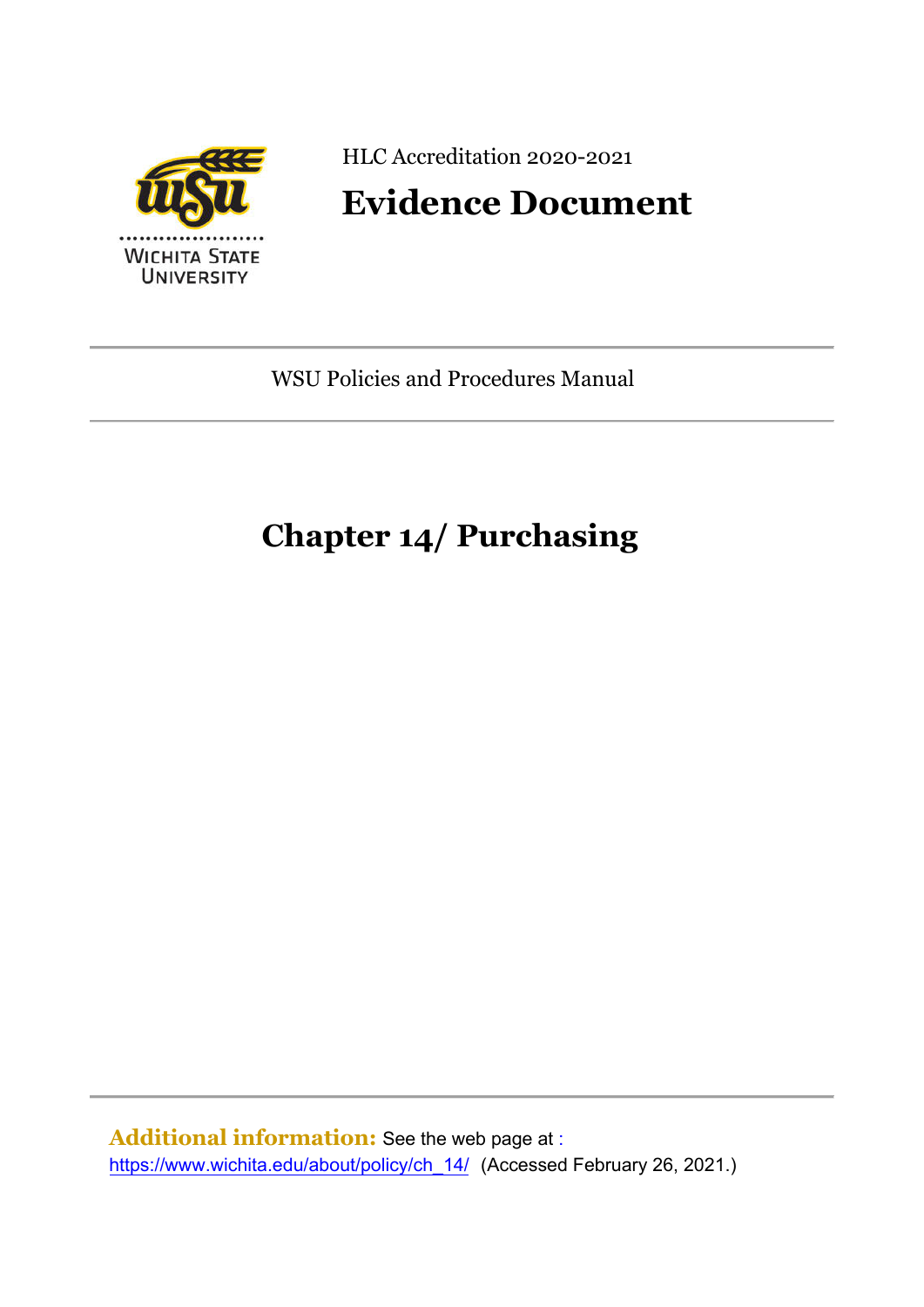HLC Accreditation 2020-2021

# Evidence Document

WSU Policies and Procedures Manual

## Chapter 14/ Purchasing

**Additional information:** See the web page at : https://www.wichita.edu/about/policy/ch_14/ (Accessed February 26, 2021.)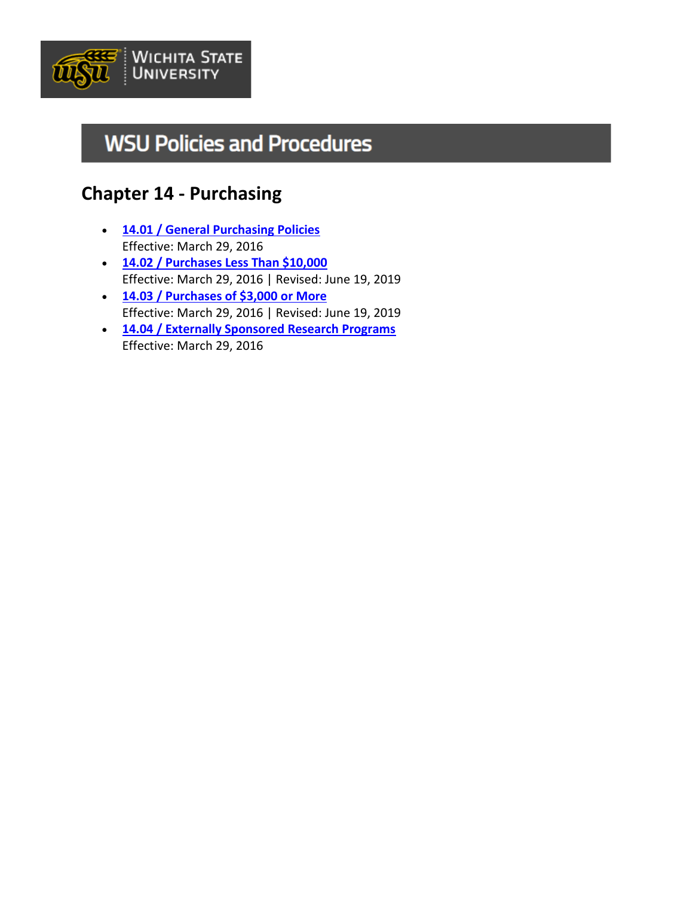# WSU Policies and Procedures

## Chapter 14 - Purchasing

- **14.01 / General Purchasing Policies**
  Effective: March 29, 2016
- **14.02 / Purchases Less Than $10,000**
  Effective: March 29, 2016 | Revised: June 19, 2019
- **14.03 / Purchases of $3,000 or More**
  Effective: March 29, 2016 | Revised: June 19, 2019
- **14.04 / Externally Sponsored Research Programs**
  Effective: March 29, 2016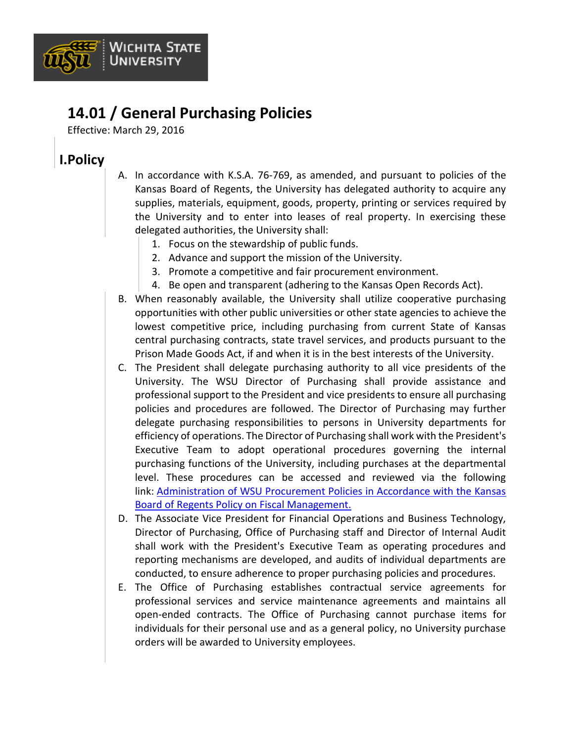# 14.01 / General Purchasing Policies

Effective: March 29, 2016

## I. Policy

A. In accordance with K.S.A. 76-769, as amended, and pursuant to policies of the Kansas Board of Regents, the University has delegated authority to acquire any supplies, materials, equipment, goods, property, printing or services required by the University and to enter into leases of real property. In exercising these delegated authorities, the University shall:
   1. Focus on the stewardship of public funds.
   2. Advance and support the mission of the University.
   3. Promote a competitive and fair procurement environment.
   4. Be open and transparent (adhering to the Kansas Open Records Act).

B. When reasonably available, the University shall utilize cooperative purchasing opportunities with other public universities or other state agencies to achieve the lowest competitive price, including purchasing from current State of Kansas central purchasing contracts, state travel services, and products pursuant to the Prison Made Goods Act, if and when it is in the best interests of the University.

C. The President shall delegate purchasing authority to all vice presidents of the University. The WSU Director of Purchasing shall provide assistance and professional support to the President and vice presidents to ensure all purchasing policies and procedures are followed. The Director of Purchasing may further delegate purchasing responsibilities to persons in University departments for efficiency of operations. The Director of Purchasing shall work with the President's Executive Team to adopt operational procedures governing the internal purchasing functions of the University, including purchases at the departmental level. These procedures can be accessed and reviewed via the following link: Administration of WSU Procurement Policies in Accordance with the Kansas Board of Regents Policy on Fiscal Management.

D. The Associate Vice President for Financial Operations and Business Technology, Director of Purchasing, Office of Purchasing staff and Director of Internal Audit shall work with the President's Executive Team as operating procedures and reporting mechanisms are developed, and audits of individual departments are conducted, to ensure adherence to proper purchasing policies and procedures.

E. The Office of Purchasing establishes contractual service agreements for professional services and service maintenance agreements and maintains all open-ended contracts. The Office of Purchasing cannot purchase items for individuals for their personal use and as a general policy, no University purchase orders will be awarded to University employees.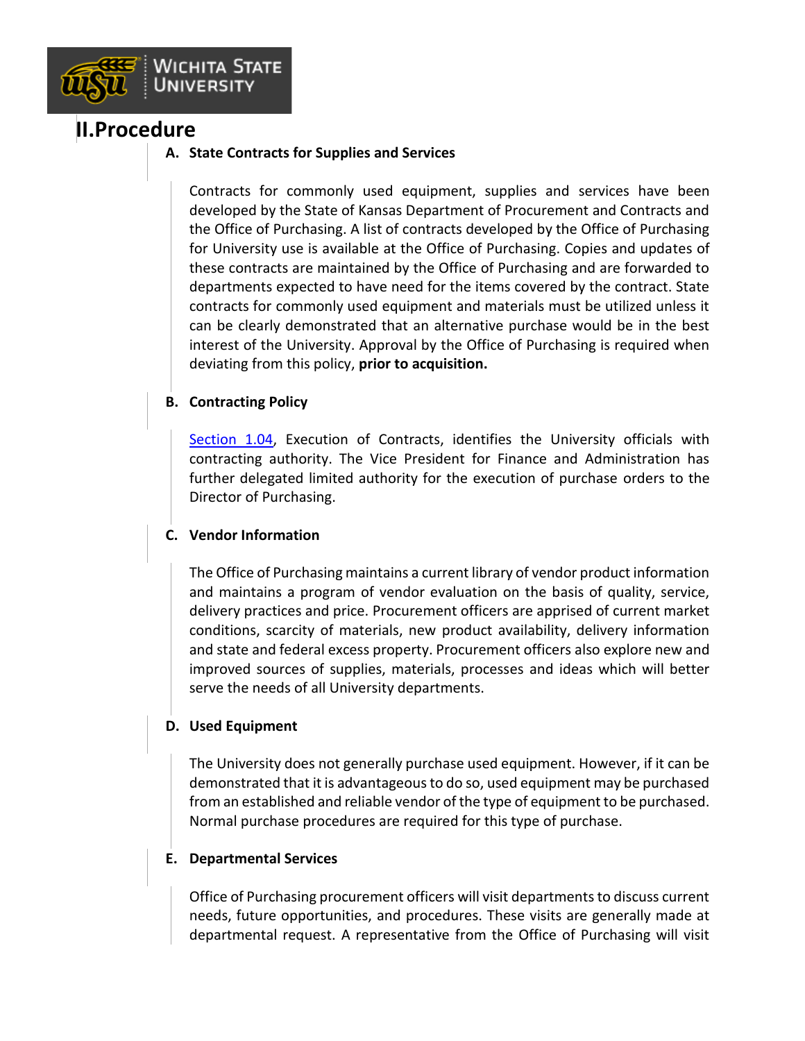## II. Procedure

### A. State Contracts for Supplies and Services

Contracts for commonly used equipment, supplies and services have been developed by the State of Kansas Department of Procurement and Contracts and the Office of Purchasing. A list of contracts developed by the Office of Purchasing for University use is available at the Office of Purchasing. Copies and updates of these contracts are maintained by the Office of Purchasing and are forwarded to departments expected to have need for the items covered by the contract. State contracts for commonly used equipment and materials must be utilized unless it can be clearly demonstrated that an alternative purchase would be in the best interest of the University. Approval by the Office of Purchasing is required when deviating from this policy, **prior to acquisition.**

### B. Contracting Policy

Section 1.04, Execution of Contracts, identifies the University officials with contracting authority. The Vice President for Finance and Administration has further delegated limited authority for the execution of purchase orders to the Director of Purchasing.

### C. Vendor Information

The Office of Purchasing maintains a current library of vendor product information and maintains a program of vendor evaluation on the basis of quality, service, delivery practices and price. Procurement officers are apprised of current market conditions, scarcity of materials, new product availability, delivery information and state and federal excess property. Procurement officers also explore new and improved sources of supplies, materials, processes and ideas which will better serve the needs of all University departments.

### D. Used Equipment

The University does not generally purchase used equipment. However, if it can be demonstrated that it is advantageous to do so, used equipment may be purchased from an established and reliable vendor of the type of equipment to be purchased. Normal purchase procedures are required for this type of purchase.

### E. Departmental Services

Office of Purchasing procurement officers will visit departments to discuss current needs, future opportunities, and procedures. These visits are generally made at departmental request. A representative from the Office of Purchasing will visit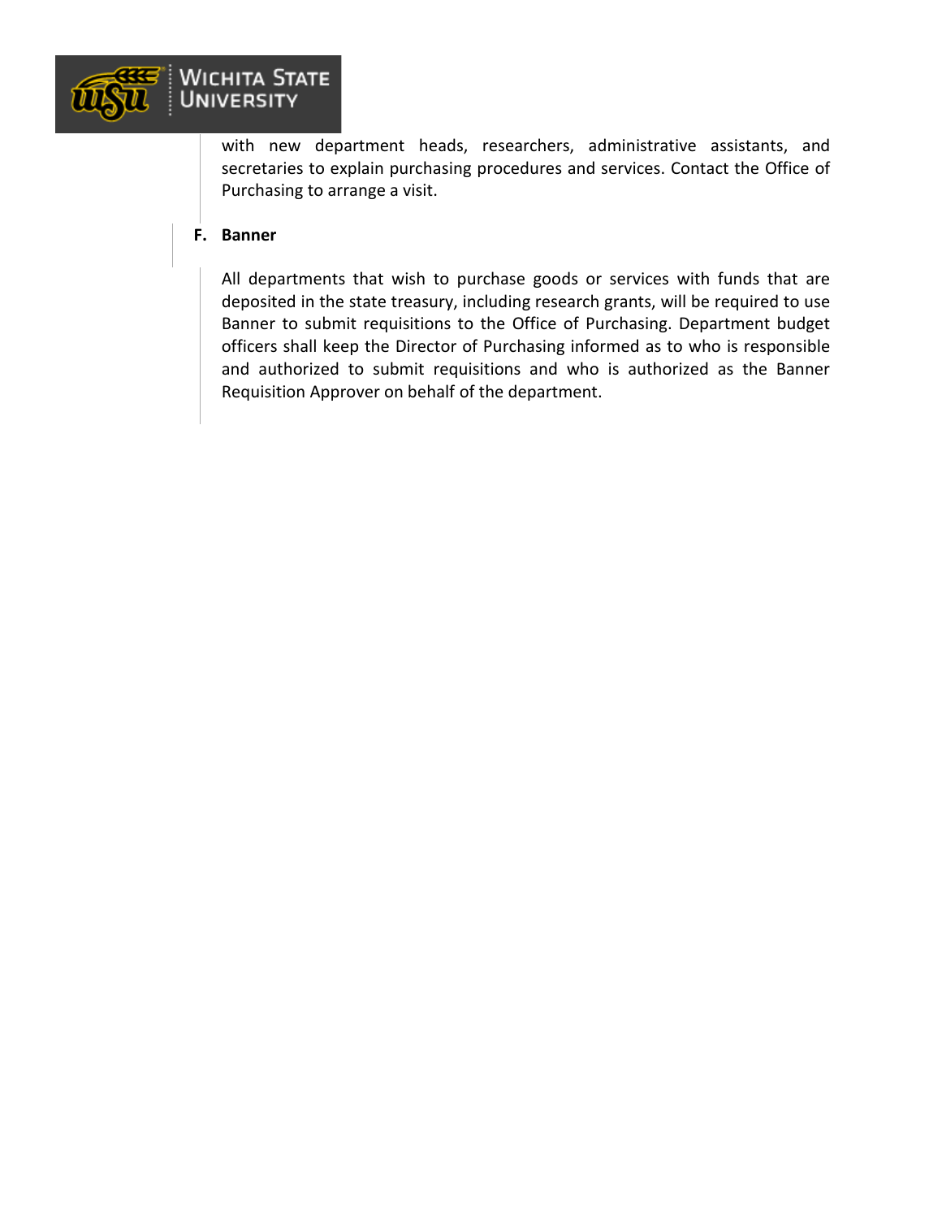with new department heads, researchers, administrative assistants, and secretaries to explain purchasing procedures and services. Contact the Office of Purchasing to arrange a visit.

**F. Banner**

All departments that wish to purchase goods or services with funds that are deposited in the state treasury, including research grants, will be required to use Banner to submit requisitions to the Office of Purchasing. Department budget officers shall keep the Director of Purchasing informed as to who is responsible and authorized to submit requisitions and who is authorized as the Banner Requisition Approver on behalf of the department.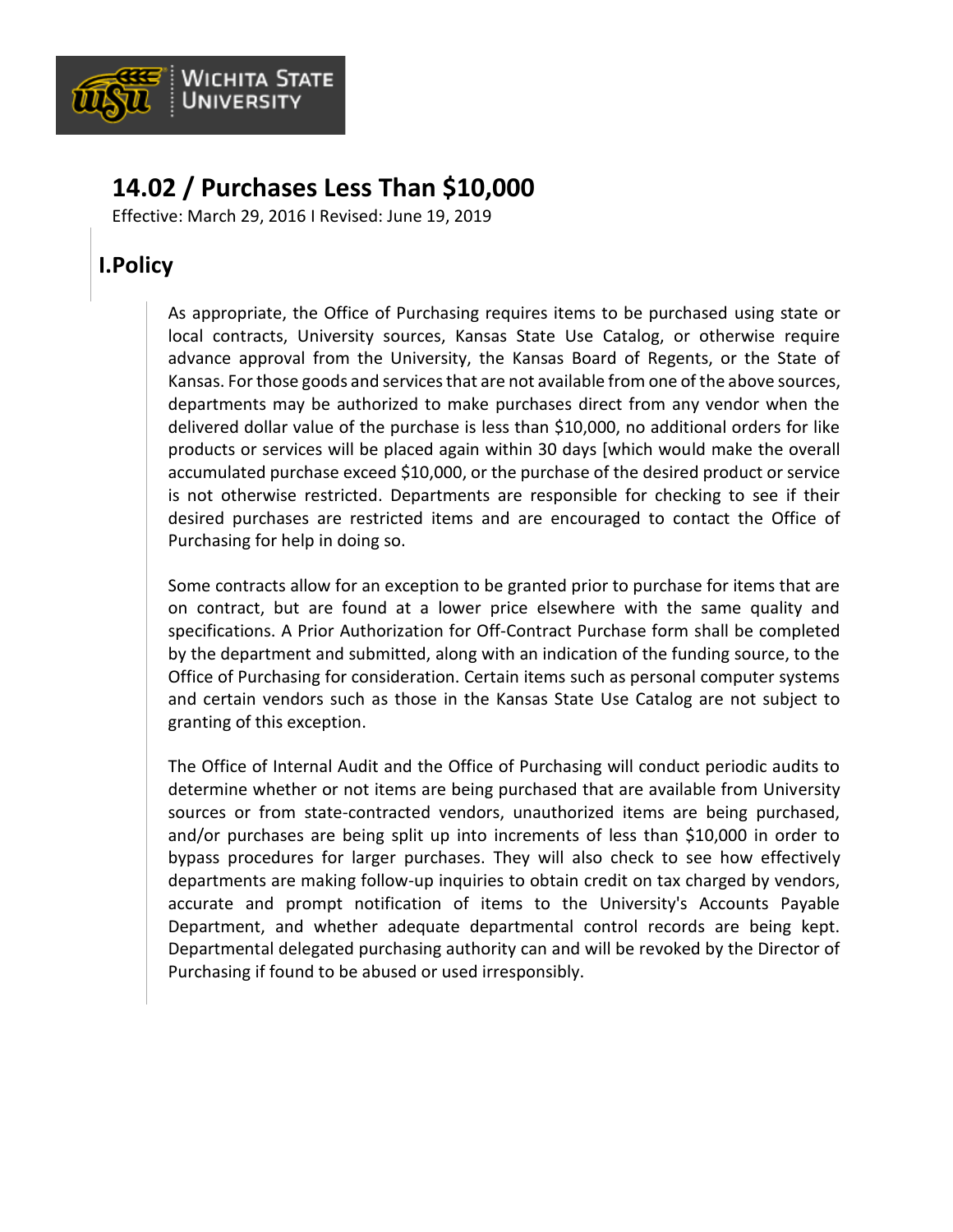# 14.02 / Purchases Less Than $10,000

Effective: March 29, 2016 I Revised: June 19, 2019

## I.Policy

As appropriate, the Office of Purchasing requires items to be purchased using state or local contracts, University sources, Kansas State Use Catalog, or otherwise require advance approval from the University, the Kansas Board of Regents, or the State of Kansas. For those goods and services that are not available from one of the above sources, departments may be authorized to make purchases direct from any vendor when the delivered dollar value of the purchase is less than $10,000, no additional orders for like products or services will be placed again within 30 days [which would make the overall accumulated purchase exceed $10,000, or the purchase of the desired product or service is not otherwise restricted. Departments are responsible for checking to see if their desired purchases are restricted items and are encouraged to contact the Office of Purchasing for help in doing so.

Some contracts allow for an exception to be granted prior to purchase for items that are on contract, but are found at a lower price elsewhere with the same quality and specifications. A Prior Authorization for Off-Contract Purchase form shall be completed by the department and submitted, along with an indication of the funding source, to the Office of Purchasing for consideration. Certain items such as personal computer systems and certain vendors such as those in the Kansas State Use Catalog are not subject to granting of this exception.

The Office of Internal Audit and the Office of Purchasing will conduct periodic audits to determine whether or not items are being purchased that are available from University sources or from state-contracted vendors, unauthorized items are being purchased, and/or purchases are being split up into increments of less than $10,000 in order to bypass procedures for larger purchases. They will also check to see how effectively departments are making follow-up inquiries to obtain credit on tax charged by vendors, accurate and prompt notification of items to the University's Accounts Payable Department, and whether adequate departmental control records are being kept. Departmental delegated purchasing authority can and will be revoked by the Director of Purchasing if found to be abused or used irresponsibly.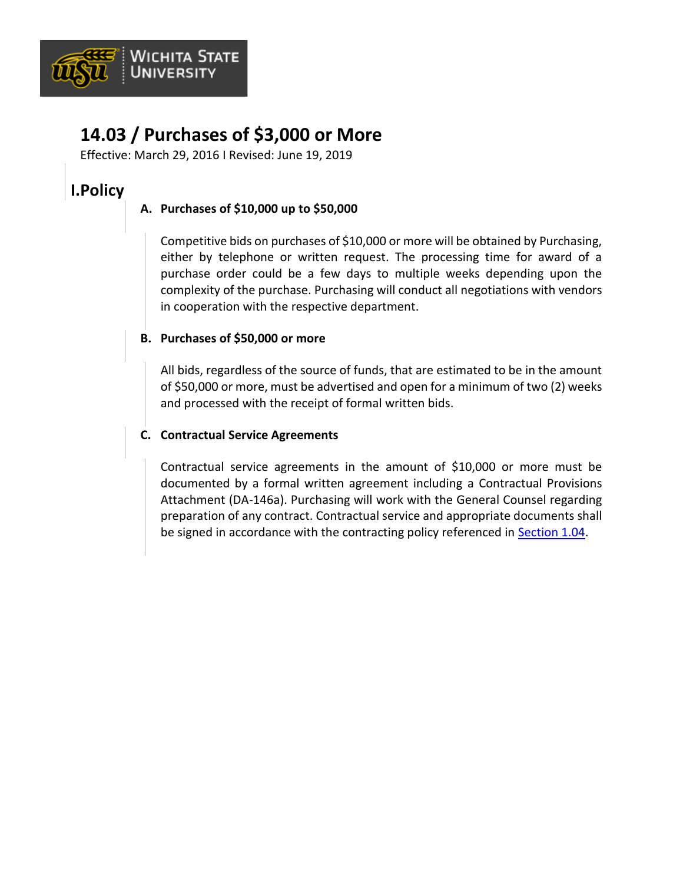# 14.03 / Purchases of $3,000 or More

Effective: March 29, 2016 I Revised: June 19, 2019

## I.Policy

**A. Purchases of $10,000 up to $50,000**

Competitive bids on purchases of $10,000 or more will be obtained by Purchasing, either by telephone or written request. The processing time for award of a purchase order could be a few days to multiple weeks depending upon the complexity of the purchase. Purchasing will conduct all negotiations with vendors in cooperation with the respective department.

**B. Purchases of $50,000 or more**

All bids, regardless of the source of funds, that are estimated to be in the amount of $50,000 or more, must be advertised and open for a minimum of two (2) weeks and processed with the receipt of formal written bids.

**C. Contractual Service Agreements**

Contractual service agreements in the amount of $10,000 or more must be documented by a formal written agreement including a Contractual Provisions Attachment (DA-146a). Purchasing will work with the General Counsel regarding preparation of any contract. Contractual service and appropriate documents shall be signed in accordance with the contracting policy referenced in Section 1.04.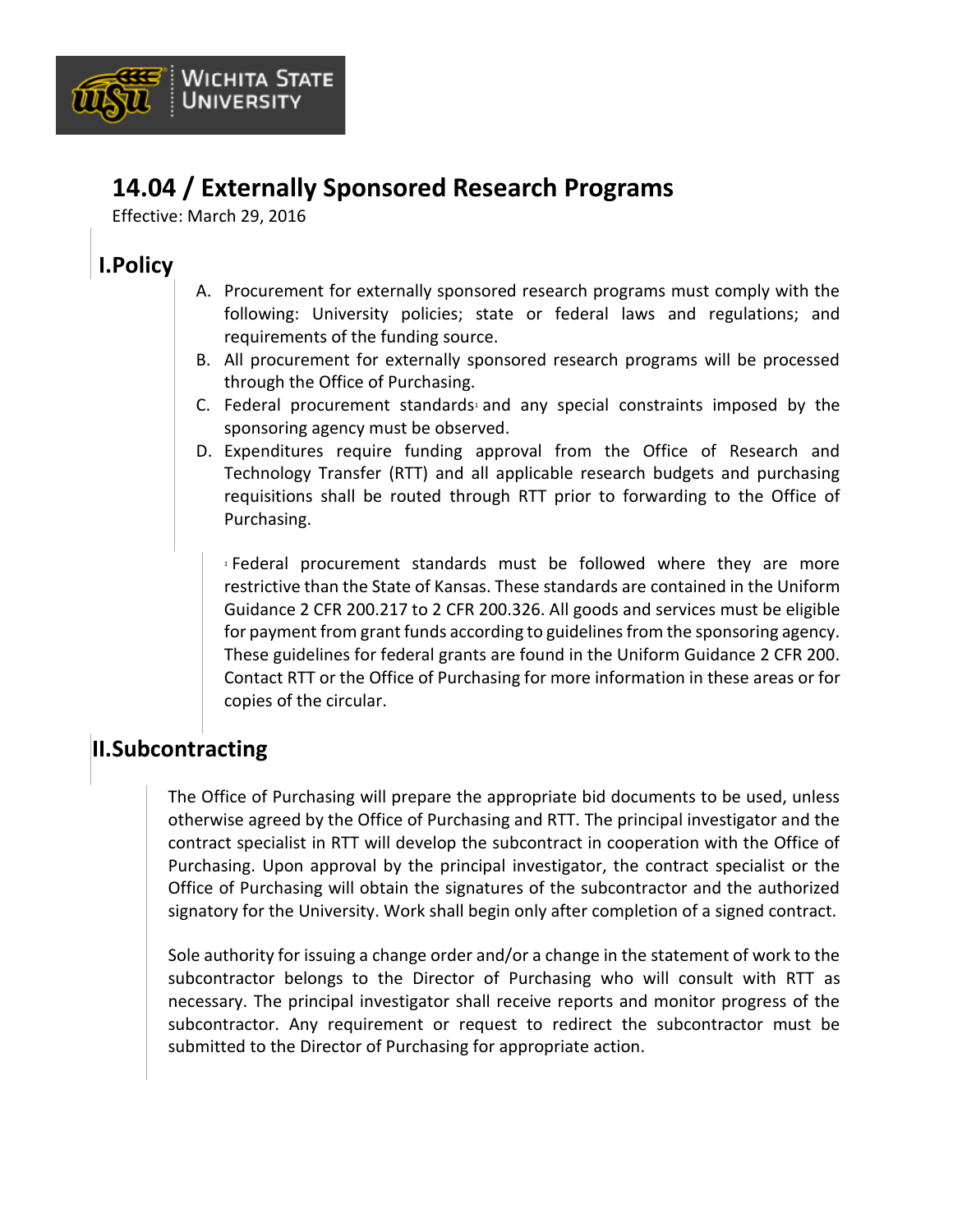# 14.04 / Externally Sponsored Research Programs

Effective: March 29, 2016

## I. Policy

A. Procurement for externally sponsored research programs must comply with the following: University policies; state or federal laws and regulations; and requirements of the funding source.

B. All procurement for externally sponsored research programs will be processed through the Office of Purchasing.

C. Federal procurement standards[1] and any special constraints imposed by the sponsoring agency must be observed.

D. Expenditures require funding approval from the Office of Research and Technology Transfer (RTT) and all applicable research budgets and purchasing requisitions shall be routed through RTT prior to forwarding to the Office of Purchasing.

[1] Federal procurement standards must be followed where they are more restrictive than the State of Kansas. These standards are contained in the Uniform Guidance 2 CFR 200.217 to 2 CFR 200.326. All goods and services must be eligible for payment from grant funds according to guidelines from the sponsoring agency. These guidelines for federal grants are found in the Uniform Guidance 2 CFR 200. Contact RTT or the Office of Purchasing for more information in these areas or for copies of the circular.

## II. Subcontracting

The Office of Purchasing will prepare the appropriate bid documents to be used, unless otherwise agreed by the Office of Purchasing and RTT. The principal investigator and the contract specialist in RTT will develop the subcontract in cooperation with the Office of Purchasing. Upon approval by the principal investigator, the contract specialist or the Office of Purchasing will obtain the signatures of the subcontractor and the authorized signatory for the University. Work shall begin only after completion of a signed contract.

Sole authority for issuing a change order and/or a change in the statement of work to the subcontractor belongs to the Director of Purchasing who will consult with RTT as necessary. The principal investigator shall receive reports and monitor progress of the subcontractor. Any requirement or request to redirect the subcontractor must be submitted to the Director of Purchasing for appropriate action.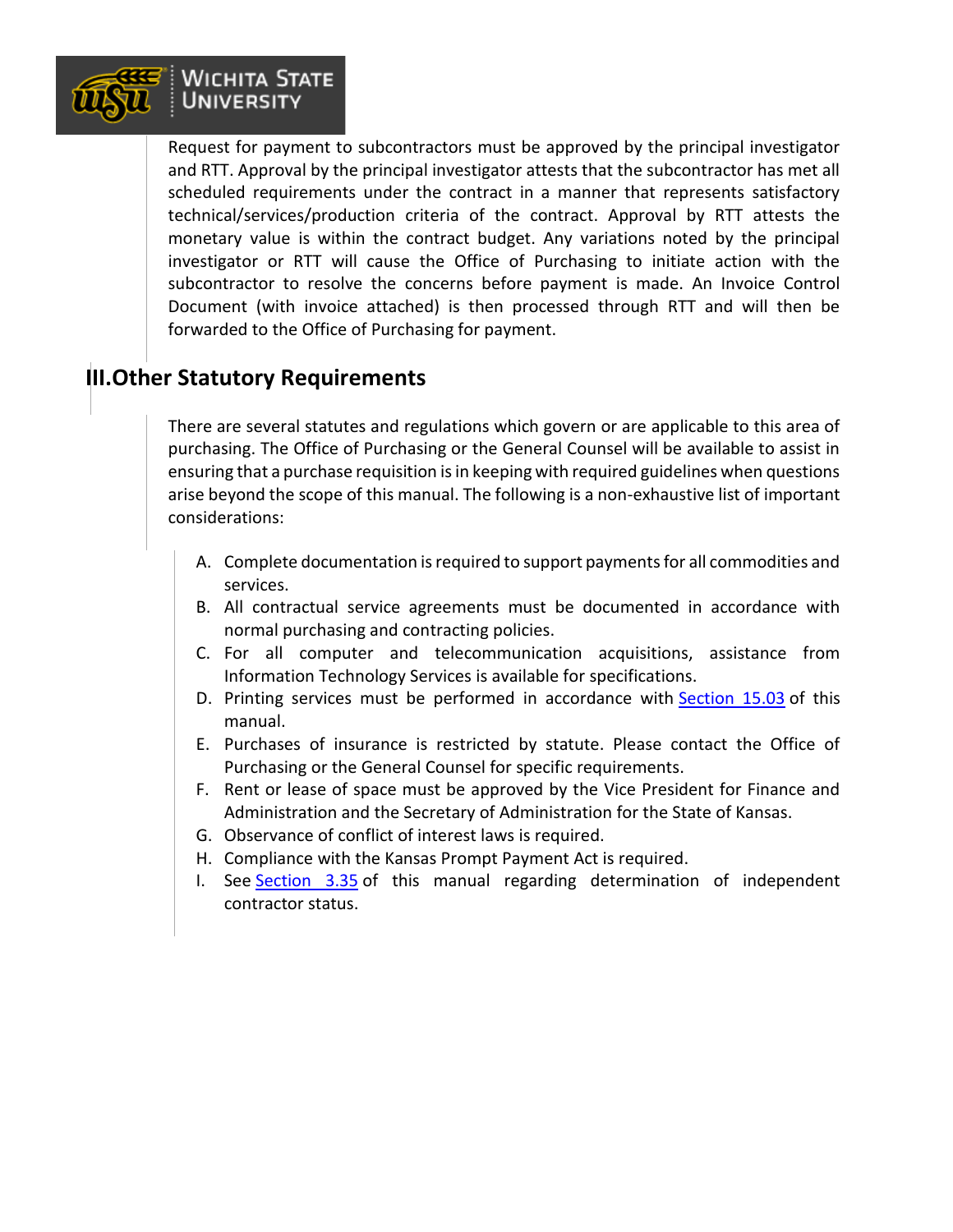Request for payment to subcontractors must be approved by the principal investigator and RTT. Approval by the principal investigator attests that the subcontractor has met all scheduled requirements under the contract in a manner that represents satisfactory technical/services/production criteria of the contract. Approval by RTT attests the monetary value is within the contract budget. Any variations noted by the principal investigator or RTT will cause the Office of Purchasing to initiate action with the subcontractor to resolve the concerns before payment is made. An Invoice Control Document (with invoice attached) is then processed through RTT and will then be forwarded to the Office of Purchasing for payment.

## III. Other Statutory Requirements

There are several statutes and regulations which govern or are applicable to this area of purchasing. The Office of Purchasing or the General Counsel will be available to assist in ensuring that a purchase requisition is in keeping with required guidelines when questions arise beyond the scope of this manual. The following is a non-exhaustive list of important considerations:

A. Complete documentation is required to support payments for all commodities and services.
B. All contractual service agreements must be documented in accordance with normal purchasing and contracting policies.
C. For all computer and telecommunication acquisitions, assistance from Information Technology Services is available for specifications.
D. Printing services must be performed in accordance with Section 15.03 of this manual.
E. Purchases of insurance is restricted by statute. Please contact the Office of Purchasing or the General Counsel for specific requirements.
F. Rent or lease of space must be approved by the Vice President for Finance and Administration and the Secretary of Administration for the State of Kansas.
G. Observance of conflict of interest laws is required.
H. Compliance with the Kansas Prompt Payment Act is required.
I. See Section 3.35 of this manual regarding determination of independent contractor status.